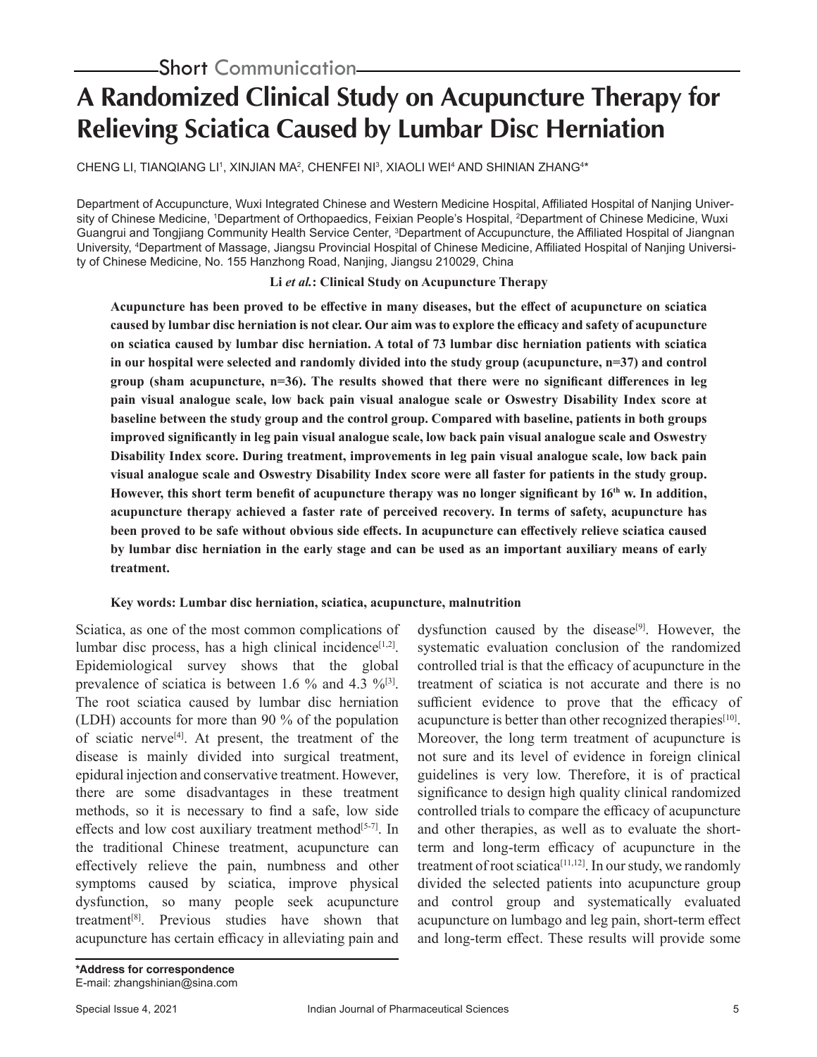Short Communication

# A Randomized Clinical Study on Acupuncture Therapy for Relieving Sciatica Caused by Lumbar Disc Herniation

CHENG LI, TIANQIANG LI[1], XINJIAN MA[2], CHENFEI NI[3], XIAOLI WEI[4] AND SHINIAN ZHANG[4]*

Department of Accupuncture, Wuxi Integrated Chinese and Western Medicine Hospital, Affiliated Hospital of Nanjing University of Chinese Medicine, [1]Department of Orthopaedics, Feixian People's Hospital, [2]Department of Chinese Medicine, Wuxi Guangrui and Tongjiang Community Health Service Center, [3]Department of Accupuncture, the Affiliated Hospital of Jiangnan University, [4]Department of Massage, Jiangsu Provincial Hospital of Chinese Medicine, Affiliated Hospital of Nanjing University of Chinese Medicine, No. 155 Hanzhong Road, Nanjing, Jiangsu 210029, China

**Li *et al.*: Clinical Study on Acupuncture Therapy**

**Acupuncture has been proved to be effective in many diseases, but the effect of acupuncture on sciatica caused by lumbar disc herniation is not clear. Our aim was to explore the efficacy and safety of acupuncture on sciatica caused by lumbar disc herniation. A total of 73 lumbar disc herniation patients with sciatica in our hospital were selected and randomly divided into the study group (acupuncture, n=37) and control group (sham acupuncture, n=36). The results showed that there were no significant differences in leg pain visual analogue scale, low back pain visual analogue scale or Oswestry Disability Index score at baseline between the study group and the control group. Compared with baseline, patients in both groups improved significantly in leg pain visual analogue scale, low back pain visual analogue scale and Oswestry Disability Index score. During treatment, improvements in leg pain visual analogue scale, low back pain visual analogue scale and Oswestry Disability Index score were all faster for patients in the study group. However, this short term benefit of acupuncture therapy was no longer significant by 16th w. In addition, acupuncture therapy achieved a faster rate of perceived recovery. In terms of safety, acupuncture has been proved to be safe without obvious side effects. In acupuncture can effectively relieve sciatica caused by lumbar disc herniation in the early stage and can be used as an important auxiliary means of early treatment.**

**Key words: Lumbar disc herniation, sciatica, acupuncture, malnutrition**

Sciatica, as one of the most common complications of lumbar disc process, has a high clinical incidence[1,2]. Epidemiological survey shows that the global prevalence of sciatica is between 1.6 % and 4.3 %[3]. The root sciatica caused by lumbar disc herniation (LDH) accounts for more than 90 % of the population of sciatic nerve[4]. At present, the treatment of the disease is mainly divided into surgical treatment, epidural injection and conservative treatment. However, there are some disadvantages in these treatment methods, so it is necessary to find a safe, low side effects and low cost auxiliary treatment method[5-7]. In the traditional Chinese treatment, acupuncture can effectively relieve the pain, numbness and other symptoms caused by sciatica, improve physical dysfunction, so many people seek acupuncture treatment[8]. Previous studies have shown that acupuncture has certain efficacy in alleviating pain and dysfunction caused by the disease[9]. However, the systematic evaluation conclusion of the randomized controlled trial is that the efficacy of acupuncture in the treatment of sciatica is not accurate and there is no sufficient evidence to prove that the efficacy of acupuncture is better than other recognized therapies[10]. Moreover, the long term treatment of acupuncture is not sure and its level of evidence in foreign clinical guidelines is very low. Therefore, it is of practical significance to design high quality clinical randomized controlled trials to compare the efficacy of acupuncture and other therapies, as well as to evaluate the short-term and long-term efficacy of acupuncture in the treatment of root sciatica[11,12]. In our study, we randomly divided the selected patients into acupuncture group and control group and systematically evaluated acupuncture on lumbago and leg pain, short-term effect and long-term effect. These results will provide some

**\*Address for correspondence**
E-mail: zhangshinian@sina.com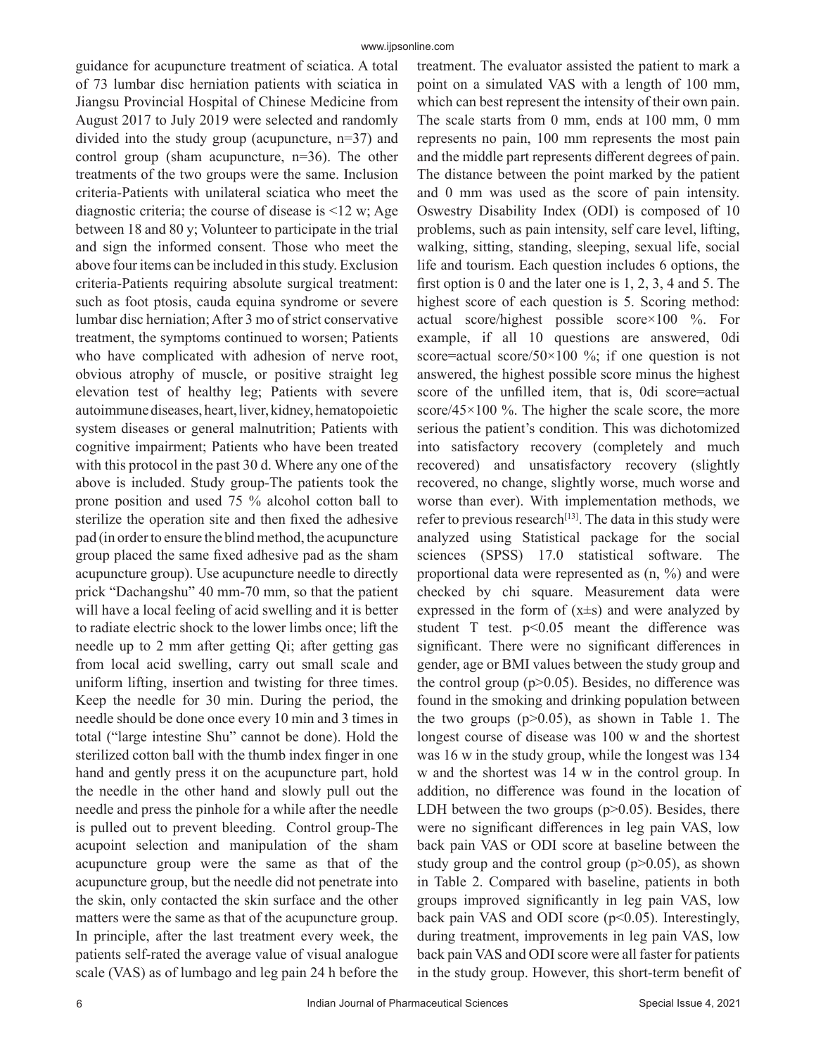guidance for acupuncture treatment of sciatica. A total of 73 lumbar disc herniation patients with sciatica in Jiangsu Provincial Hospital of Chinese Medicine from August 2017 to July 2019 were selected and randomly divided into the study group (acupuncture, n=37) and control group (sham acupuncture, n=36). The other treatments of the two groups were the same. Inclusion criteria-Patients with unilateral sciatica who meet the diagnostic criteria; the course of disease is <12 w; Age between 18 and 80 y; Volunteer to participate in the trial and sign the informed consent. Those who meet the above four items can be included in this study. Exclusion criteria-Patients requiring absolute surgical treatment: such as foot ptosis, cauda equina syndrome or severe lumbar disc herniation; After 3 mo of strict conservative treatment, the symptoms continued to worsen; Patients who have complicated with adhesion of nerve root, obvious atrophy of muscle, or positive straight leg elevation test of healthy leg; Patients with severe autoimmune diseases, heart, liver, kidney, hematopoietic system diseases or general malnutrition; Patients with cognitive impairment; Patients who have been treated with this protocol in the past 30 d. Where any one of the above is included. Study group-The patients took the prone position and used 75 % alcohol cotton ball to sterilize the operation site and then fixed the adhesive pad (in order to ensure the blind method, the acupuncture group placed the same fixed adhesive pad as the sham acupuncture group). Use acupuncture needle to directly prick "Dachangshu" 40 mm-70 mm, so that the patient will have a local feeling of acid swelling and it is better to radiate electric shock to the lower limbs once; lift the needle up to 2 mm after getting Qi; after getting gas from local acid swelling, carry out small scale and uniform lifting, insertion and twisting for three times. Keep the needle for 30 min. During the period, the needle should be done once every 10 min and 3 times in total ("large intestine Shu" cannot be done). Hold the sterilized cotton ball with the thumb index finger in one hand and gently press it on the acupuncture part, hold the needle in the other hand and slowly pull out the needle and press the pinhole for a while after the needle is pulled out to prevent bleeding. Control group-The acupoint selection and manipulation of the sham acupuncture group were the same as that of the acupuncture group, but the needle did not penetrate into the skin, only contacted the skin surface and the other matters were the same as that of the acupuncture group. In principle, after the last treatment every week, the patients self-rated the average value of visual analogue scale (VAS) as of lumbago and leg pain 24 h before the treatment. The evaluator assisted the patient to mark a point on a simulated VAS with a length of 100 mm, which can best represent the intensity of their own pain. The scale starts from 0 mm, ends at 100 mm, 0 mm represents no pain, 100 mm represents the most pain and the middle part represents different degrees of pain. The distance between the point marked by the patient and 0 mm was used as the score of pain intensity. Oswestry Disability Index (ODI) is composed of 10 problems, such as pain intensity, self care level, lifting, walking, sitting, standing, sleeping, sexual life, social life and tourism. Each question includes 6 options, the first option is 0 and the later one is 1, 2, 3, 4 and 5. The highest score of each question is 5. Scoring method: actual score/highest possible score×100 %. For example, if all 10 questions are answered, 0di score=actual score/50×100 %; if one question is not answered, the highest possible score minus the highest score of the unfilled item, that is, 0di score=actual score/45×100 %. The higher the scale score, the more serious the patient's condition. This was dichotomized into satisfactory recovery (completely and much recovered) and unsatisfactory recovery (slightly recovered, no change, slightly worse, much worse and worse than ever). With implementation methods, we refer to previous research[13]. The data in this study were analyzed using Statistical package for the social sciences (SPSS) 17.0 statistical software. The proportional data were represented as (n, %) and were checked by chi square. Measurement data were expressed in the form of (x±s) and were analyzed by student T test. $p<0.05$ meant the difference was significant. There were no significant differences in gender, age or BMI values between the study group and the control group ($p>0.05$). Besides, no difference was found in the smoking and drinking population between the two groups ($p>0.05$), as shown in Table 1. The longest course of disease was 100 w and the shortest was 16 w in the study group, while the longest was 134 w and the shortest was 14 w in the control group. In addition, no difference was found in the location of LDH between the two groups ($p>0.05$). Besides, there were no significant differences in leg pain VAS, low back pain VAS or ODI score at baseline between the study group and the control group ($p>0.05$), as shown in Table 2. Compared with baseline, patients in both groups improved significantly in leg pain VAS, low back pain VAS and ODI score ($p<0.05$). Interestingly, during treatment, improvements in leg pain VAS, low back pain VAS and ODI score were all faster for patients in the study group. However, this short-term benefit of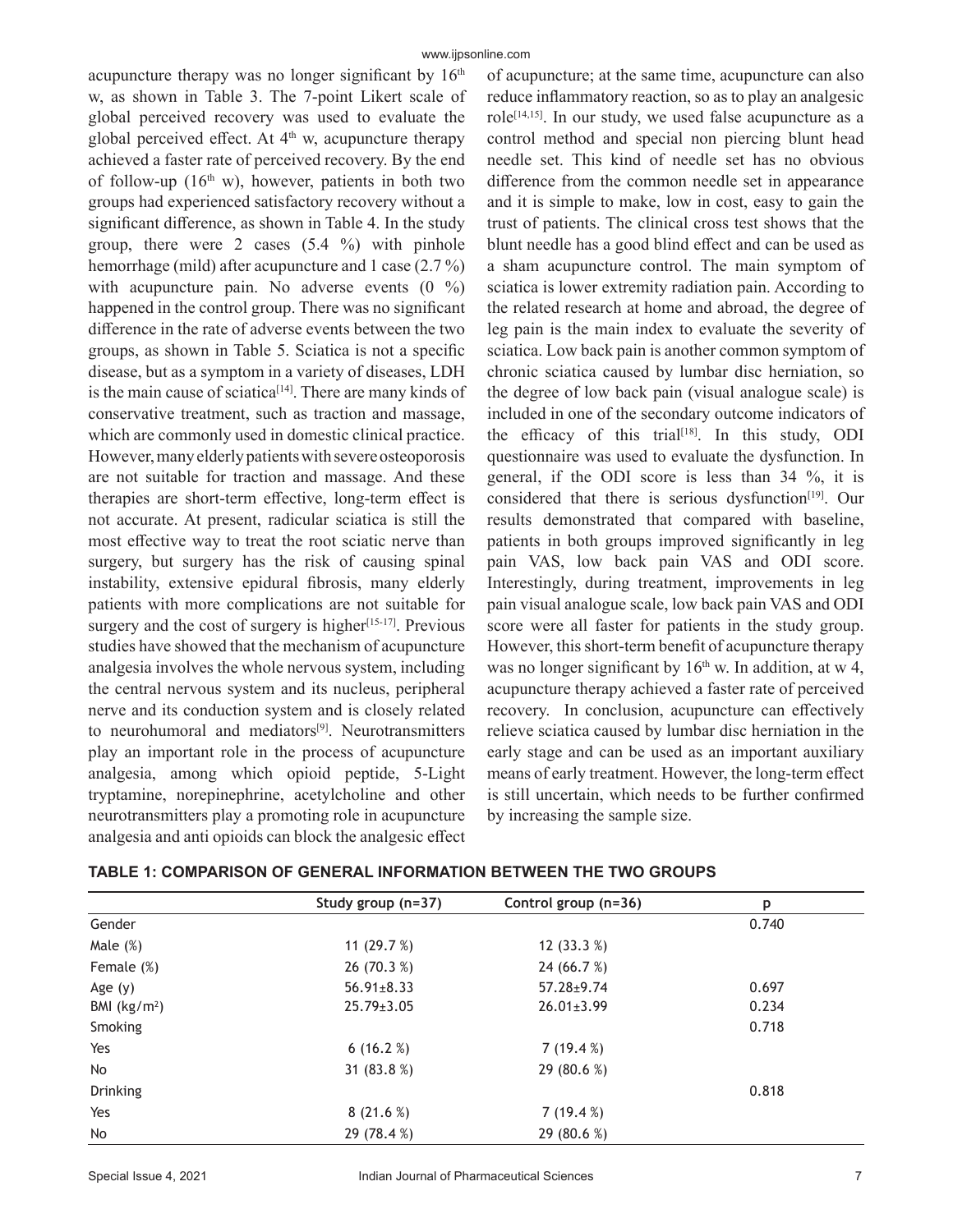acupuncture therapy was no longer significant by 16th w, as shown in Table 3. The 7-point Likert scale of global perceived recovery was used to evaluate the global perceived effect. At 4th w, acupuncture therapy achieved a faster rate of perceived recovery. By the end of follow-up (16th w), however, patients in both two groups had experienced satisfactory recovery without a significant difference, as shown in Table 4. In the study group, there were 2 cases (5.4 %) with pinhole hemorrhage (mild) after acupuncture and 1 case (2.7 %) with acupuncture pain. No adverse events (0 %) happened in the control group. There was no significant difference in the rate of adverse events between the two groups, as shown in Table 5. Sciatica is not a specific disease, but as a symptom in a variety of diseases, LDH is the main cause of sciatica[14]. There are many kinds of conservative treatment, such as traction and massage, which are commonly used in domestic clinical practice. However, many elderly patients with severe osteoporosis are not suitable for traction and massage. And these therapies are short-term effective, long-term effect is not accurate. At present, radicular sciatica is still the most effective way to treat the root sciatic nerve than surgery, but surgery has the risk of causing spinal instability, extensive epidural fibrosis, many elderly patients with more complications are not suitable for surgery and the cost of surgery is higher[15-17]. Previous studies have showed that the mechanism of acupuncture analgesia involves the whole nervous system, including the central nervous system and its nucleus, peripheral nerve and its conduction system and is closely related to neurohumoral and mediators[9]. Neurotransmitters play an important role in the process of acupuncture analgesia, among which opioid peptide, 5-Light tryptamine, norepinephrine, acetylcholine and other neurotransmitters play a promoting role in acupuncture analgesia and anti opioids can block the analgesic effect of acupuncture; at the same time, acupuncture can also reduce inflammatory reaction, so as to play an analgesic role[14,15]. In our study, we used false acupuncture as a control method and special non piercing blunt head needle set. This kind of needle set has no obvious difference from the common needle set in appearance and it is simple to make, low in cost, easy to gain the trust of patients. The clinical cross test shows that the blunt needle has a good blind effect and can be used as a sham acupuncture control. The main symptom of sciatica is lower extremity radiation pain. According to the related research at home and abroad, the degree of leg pain is the main index to evaluate the severity of sciatica. Low back pain is another common symptom of chronic sciatica caused by lumbar disc herniation, so the degree of low back pain (visual analogue scale) is included in one of the secondary outcome indicators of the efficacy of this trial[18]. In this study, ODI questionnaire was used to evaluate the dysfunction. In general, if the ODI score is less than 34 %, it is considered that there is serious dysfunction[19]. Our results demonstrated that compared with baseline, patients in both groups improved significantly in leg pain VAS, low back pain VAS and ODI score. Interestingly, during treatment, improvements in leg pain visual analogue scale, low back pain VAS and ODI score were all faster for patients in the study group. However, this short-term benefit of acupuncture therapy was no longer significant by 16th w. In addition, at w 4, acupuncture therapy achieved a faster rate of perceived recovery. In conclusion, acupuncture can effectively relieve sciatica caused by lumbar disc herniation in the early stage and can be used as an important auxiliary means of early treatment. However, the long-term effect is still uncertain, which needs to be further confirmed by increasing the sample size.

**TABLE 1: COMPARISON OF GENERAL INFORMATION BETWEEN THE TWO GROUPS**

| | Study group (n=37) | Control group (n=36) | p |
|---|---|---|---|
| Gender | | | 0.740 |
| Male (%) | 11 (29.7 %) | 12 (33.3 %) | |
| Female (%) | 26 (70.3 %) | 24 (66.7 %) | |
| Age (y) | 56.91±8.33 | 57.28±9.74 | 0.697 |
| BMI ($kg/m^2$) | 25.79±3.05 | 26.01±3.99 | 0.234 |
| Smoking | | | 0.718 |
| Yes | 6 (16.2 %) | 7 (19.4 %) | |
| No | 31 (83.8 %) | 29 (80.6 %) | |
| Drinking | | | 0.818 |
| Yes | 8 (21.6 %) | 7 (19.4 %) | |
| No | 29 (78.4 %) | 29 (80.6 %) | |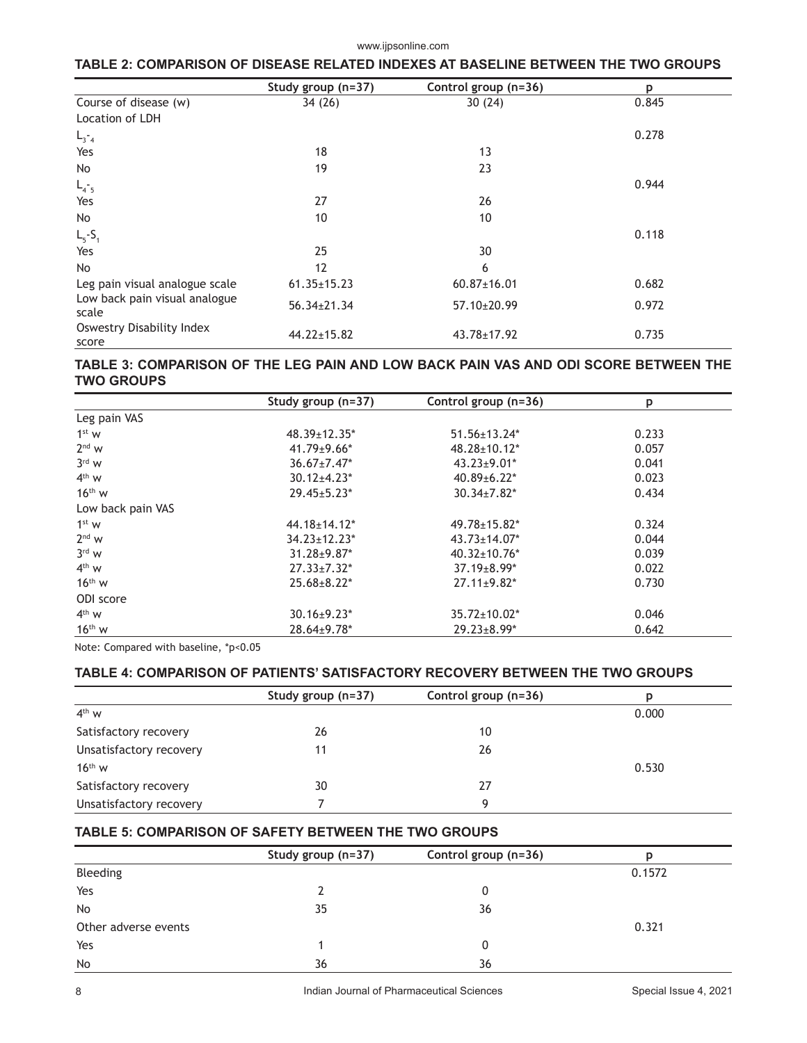### TABLE 2: COMPARISON OF DISEASE RELATED INDEXES AT BASELINE BETWEEN THE TWO GROUPS

| | Study group (n=37) | Control group (n=36) | p |
|---|---|---|---|
| Course of disease (w) | 34 (26) | 30 (24) | 0.845 |
| Location of LDH | | | |
| $L_3$-$_4$ | | | 0.278 |
| Yes | 18 | 13 | |
| No | 19 | 23 | |
| $L_4$-$_5$ | | | 0.944 |
| Yes | 27 | 26 | |
| No | 10 | 10 | |
| $L_5$-$S_1$ | | | 0.118 |
| Yes | 25 | 30 | |
| No | 12 | 6 | |
| Leg pain visual analogue scale | 61.35±15.23 | 60.87±16.01 | 0.682 |
| Low back pain visual analogue scale | 56.34±21.34 | 57.10±20.99 | 0.972 |
| Oswestry Disability Index score | 44.22±15.82 | 43.78±17.92 | 0.735 |

### TABLE 3: COMPARISON OF THE LEG PAIN AND LOW BACK PAIN VAS AND ODI SCORE BETWEEN THE TWO GROUPS

| | Study group (n=37) | Control group (n=36) | p |
|---|---|---|---|
| Leg pain VAS | | | |
| 1st w | 48.39±12.35* | 51.56±13.24* | 0.233 |
| 2nd w | 41.79±9.66* | 48.28±10.12* | 0.057 |
| 3rd w | 36.67±7.47* | 43.23±9.01* | 0.041 |
| 4th w | 30.12±4.23* | 40.89±6.22* | 0.023 |
| 16th w | 29.45±5.23* | 30.34±7.82* | 0.434 |
| Low back pain VAS | | | |
| 1st w | 44.18±14.12* | 49.78±15.82* | 0.324 |
| 2nd w | 34.23±12.23* | 43.73±14.07* | 0.044 |
| 3rd w | 31.28±9.87* | 40.32±10.76* | 0.039 |
| 4th w | 27.33±7.32* | 37.19±8.99* | 0.022 |
| 16th w | 25.68±8.22* | 27.11±9.82* | 0.730 |
| ODI score | | | |
| 4th w | 30.16±9.23* | 35.72±10.02* | 0.046 |
| 16th w | 28.64±9.78* | 29.23±8.99* | 0.642 |

Note: Compared with baseline, *p<0.05

### TABLE 4: COMPARISON OF PATIENTS' SATISFACTORY RECOVERY BETWEEN THE TWO GROUPS

| | Study group (n=37) | Control group (n=36) | p |
|---|---|---|---|
| 4th w | | | 0.000 |
| Satisfactory recovery | 26 | 10 | |
| Unsatisfactory recovery | 11 | 26 | |
| 16th w | | | 0.530 |
| Satisfactory recovery | 30 | 27 | |
| Unsatisfactory recovery | 7 | 9 | |

### TABLE 5: COMPARISON OF SAFETY BETWEEN THE TWO GROUPS

| | Study group (n=37) | Control group (n=36) | p |
|---|---|---|---|
| Bleeding | | | 0.1572 |
| Yes | 2 | 0 | |
| No | 35 | 36 | |
| Other adverse events | | | 0.321 |
| Yes | 1 | 0 | |
| No | 36 | 36 | |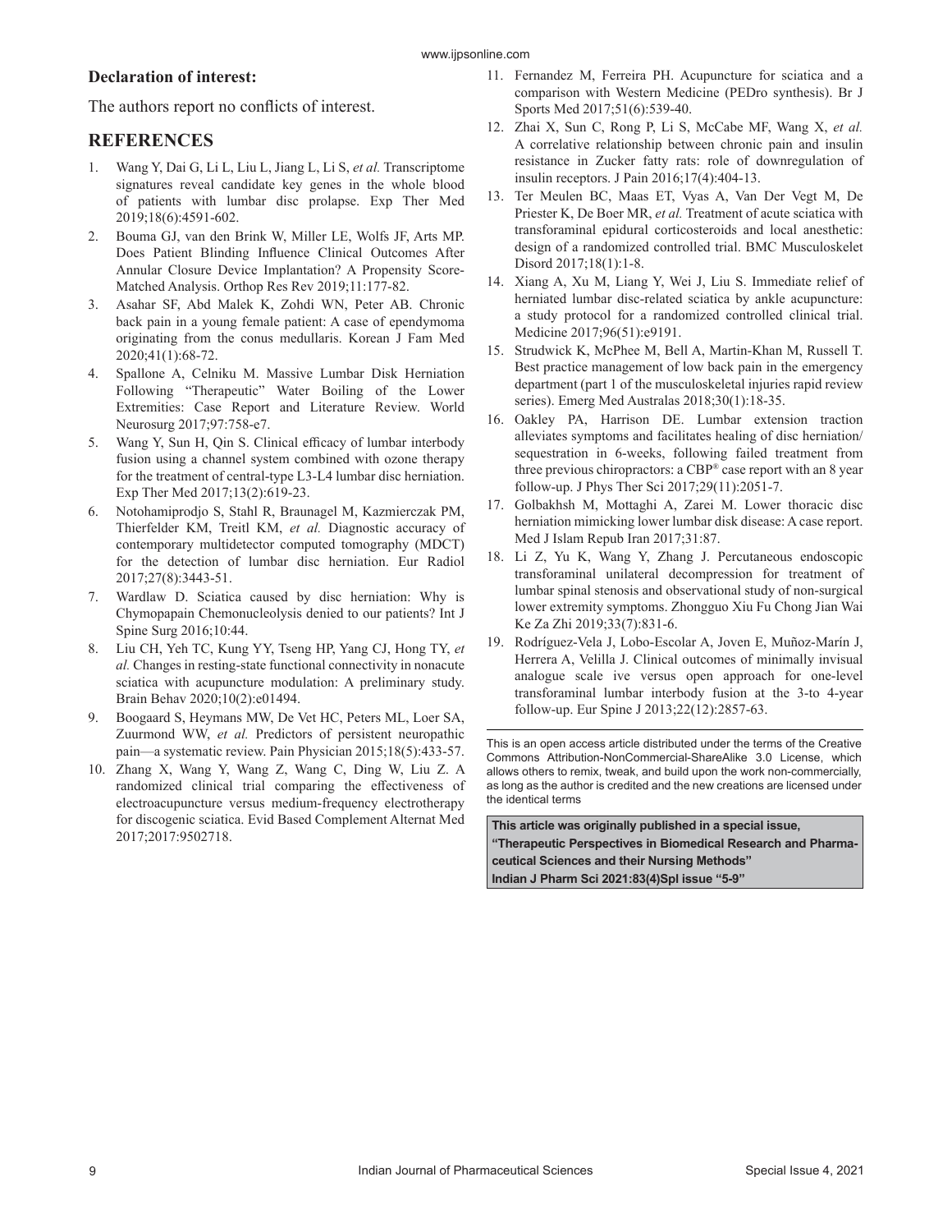**Declaration of interest:**

The authors report no conflicts of interest.

## REFERENCES

1. Wang Y, Dai G, Li L, Liu L, Jiang L, Li S, *et al.* Transcriptome signatures reveal candidate key genes in the whole blood of patients with lumbar disc prolapse. Exp Ther Med 2019;18(6):4591-602.
2. Bouma GJ, van den Brink W, Miller LE, Wolfs JF, Arts MP. Does Patient Blinding Influence Clinical Outcomes After Annular Closure Device Implantation? A Propensity Score-Matched Analysis. Orthop Res Rev 2019;11:177-82.
3. Asahar SF, Abd Malek K, Zohdi WN, Peter AB. Chronic back pain in a young female patient: A case of ependymoma originating from the conus medullaris. Korean J Fam Med 2020;41(1):68-72.
4. Spallone A, Celniku M. Massive Lumbar Disk Herniation Following "Therapeutic" Water Boiling of the Lower Extremities: Case Report and Literature Review. World Neurosurg 2017;97:758-e7.
5. Wang Y, Sun H, Qin S. Clinical efficacy of lumbar interbody fusion using a channel system combined with ozone therapy for the treatment of central-type L3-L4 lumbar disc herniation. Exp Ther Med 2017;13(2):619-23.
6. Notohamiprodjo S, Stahl R, Braunagel M, Kazmierczak PM, Thierfelder KM, Treitl KM, *et al.* Diagnostic accuracy of contemporary multidetector computed tomography (MDCT) for the detection of lumbar disc herniation. Eur Radiol 2017;27(8):3443-51.
7. Wardlaw D. Sciatica caused by disc herniation: Why is Chymopapain Chemonucleolysis denied to our patients? Int J Spine Surg 2016;10:44.
8. Liu CH, Yeh TC, Kung YY, Tseng HP, Yang CJ, Hong TY, *et al.* Changes in resting-state functional connectivity in nonacute sciatica with acupuncture modulation: A preliminary study. Brain Behav 2020;10(2):e01494.
9. Boogaard S, Heymans MW, De Vet HC, Peters ML, Loer SA, Zuurmond WW, *et al.* Predictors of persistent neuropathic pain—a systematic review. Pain Physician 2015;18(5):433-57.
10. Zhang X, Wang Y, Wang Z, Wang C, Ding W, Liu Z. A randomized clinical trial comparing the effectiveness of electroacupuncture versus medium-frequency electrotherapy for discogenic sciatica. Evid Based Complement Alternat Med 2017;2017:9502718.
11. Fernandez M, Ferreira PH. Acupuncture for sciatica and a comparison with Western Medicine (PEDro synthesis). Br J Sports Med 2017;51(6):539-40.
12. Zhai X, Sun C, Rong P, Li S, McCabe MF, Wang X, *et al.* A correlative relationship between chronic pain and insulin resistance in Zucker fatty rats: role of downregulation of insulin receptors. J Pain 2016;17(4):404-13.
13. Ter Meulen BC, Maas ET, Vyas A, Van Der Vegt M, De Priester K, De Boer MR, *et al.* Treatment of acute sciatica with transforaminal epidural corticosteroids and local anesthetic: design of a randomized controlled trial. BMC Musculoskelet Disord 2017;18(1):1-8.
14. Xiang A, Xu M, Liang Y, Wei J, Liu S. Immediate relief of herniated lumbar disc-related sciatica by ankle acupuncture: a study protocol for a randomized controlled clinical trial. Medicine 2017;96(51):e9191.
15. Strudwick K, McPhee M, Bell A, Martin-Khan M, Russell T. Best practice management of low back pain in the emergency department (part 1 of the musculoskeletal injuries rapid review series). Emerg Med Australas 2018;30(1):18-35.
16. Oakley PA, Harrison DE. Lumbar extension traction alleviates symptoms and facilitates healing of disc herniation/sequestration in 6-weeks, following failed treatment from three previous chiropractors: a CBP® case report with an 8 year follow-up. J Phys Ther Sci 2017;29(11):2051-7.
17. Golbakhsh M, Mottaghi A, Zarei M. Lower thoracic disc herniation mimicking lower lumbar disk disease: A case report. Med J Islam Repub Iran 2017;31:87.
18. Li Z, Yu K, Wang Y, Zhang J. Percutaneous endoscopic transforaminal unilateral decompression for treatment of lumbar spinal stenosis and observational study of non-surgical lower extremity symptoms. Zhongguo Xiu Fu Chong Jian Wai Ke Za Zhi 2019;33(7):831-6.
19. Rodríguez-Vela J, Lobo-Escolar A, Joven E, Muñoz-Marín J, Herrera A, Velilla J. Clinical outcomes of minimally invisual analogue scale ive versus open approach for one-level transforaminal lumbar interbody fusion at the 3-to 4-year follow-up. Eur Spine J 2013;22(12):2857-63.

This is an open access article distributed under the terms of the Creative Commons Attribution-NonCommercial-ShareAlike 3.0 License, which allows others to remix, tweak, and build upon the work non-commercially, as long as the author is credited and the new creations are licensed under the identical terms

**This article was originally published in a special issue, "Therapeutic Perspectives in Biomedical Research and Pharmaceutical Sciences and their Nursing Methods" Indian J Pharm Sci 2021:83(4)Spl issue "5-9"**